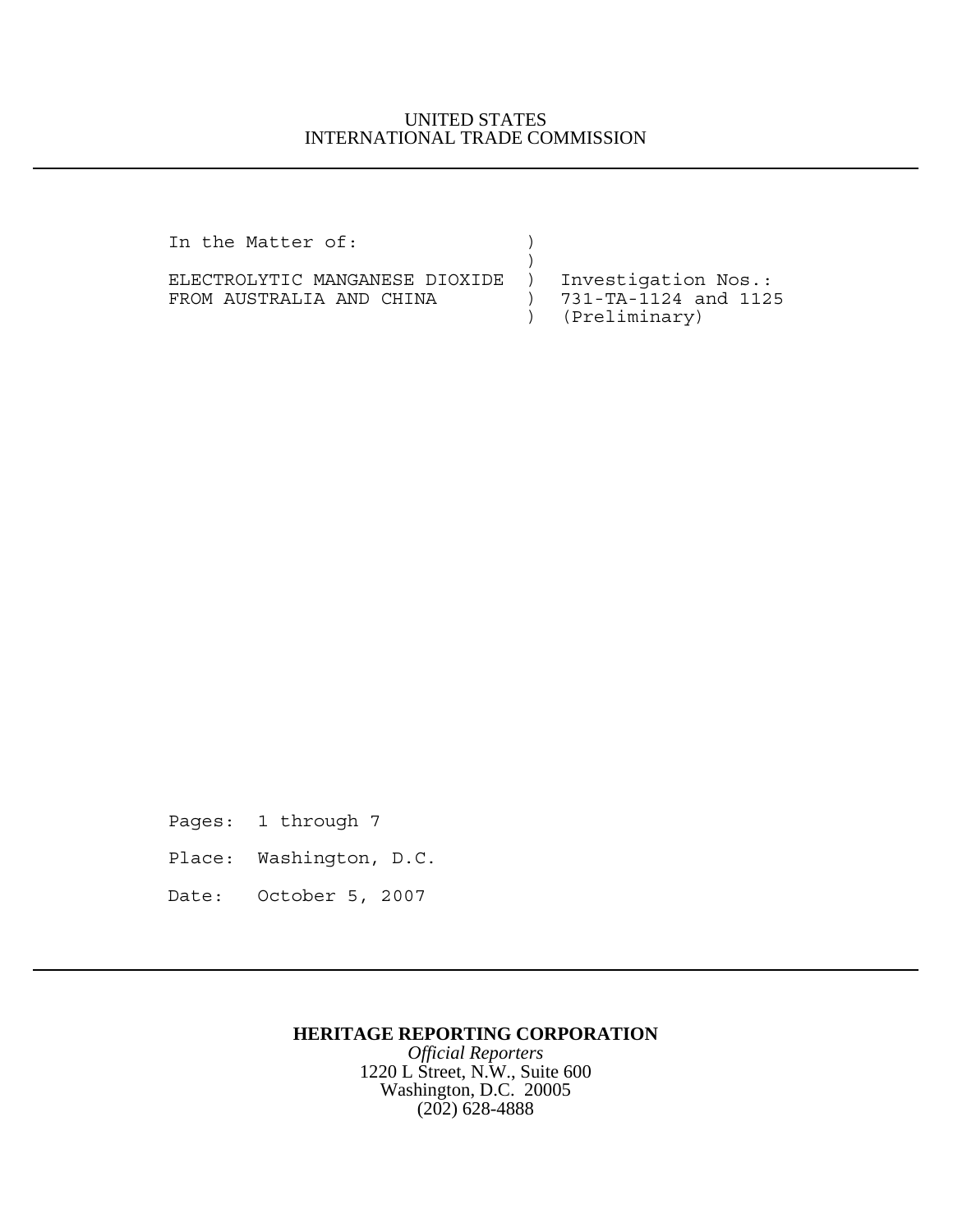UNITED STATES
INTERNATIONAL TRADE COMMISSION

---

```
In the Matter of:              )
                               )
ELECTROLYTIC MANGANESE DIOXIDE )  Investigation Nos.:
FROM AUSTRALIA AND CHINA       )  731-TA-1124 and 1125
                               )  (Preliminary)
```

Pages: 1 through 7

Place: Washington, D.C.

Date: October 5, 2007

---

**HERITAGE REPORTING CORPORATION**

*Official Reporters*

1220 L Street, N.W., Suite 600

Washington, D.C. 20005

(202) 628-4888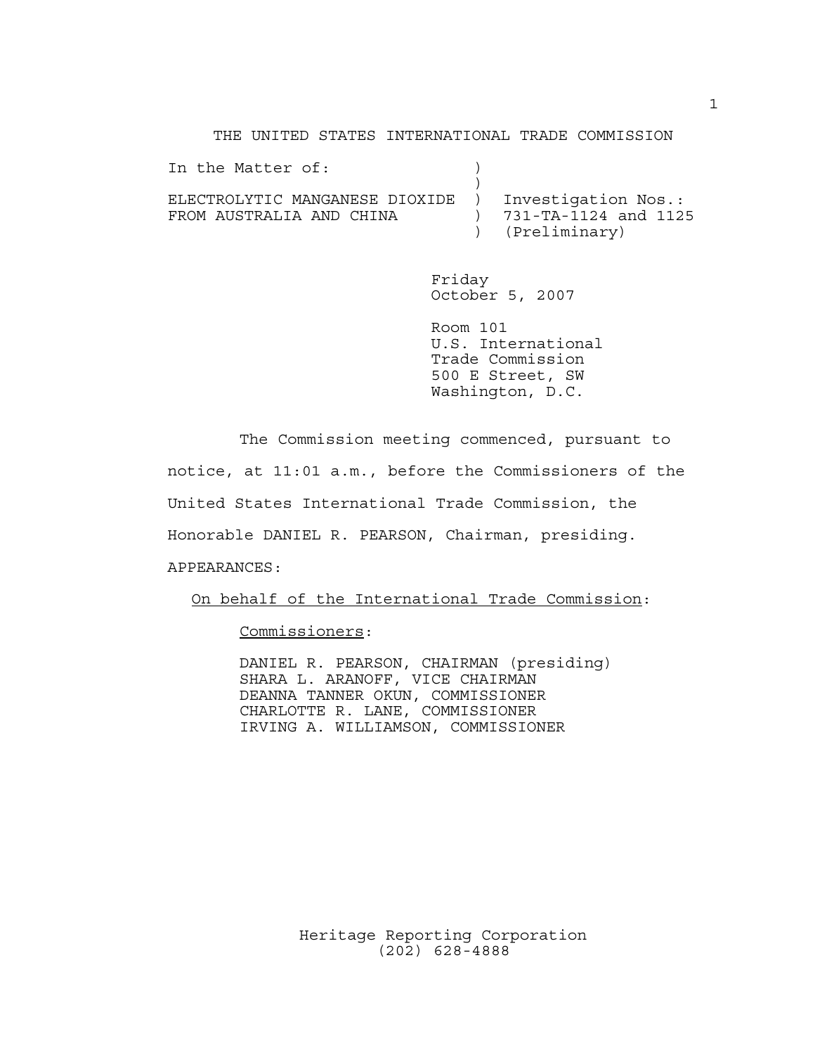THE UNITED STATES INTERNATIONAL TRADE COMMISSION

```
In the Matter of:               )
                                )
ELECTROLYTIC MANGANESE DIOXIDE  )  Investigation Nos.:
FROM AUSTRALIA AND CHINA        )  731-TA-1124 and 1125
                                )  (Preliminary)
```

Friday
October 5, 2007

Room 101
U.S. International
Trade Commission
500 E Street, SW
Washington, D.C.

The Commission meeting commenced, pursuant to notice, at 11:01 a.m., before the Commissioners of the United States International Trade Commission, the Honorable DANIEL R. PEARSON, Chairman, presiding.

APPEARANCES:

On behalf of the International Trade Commission:

Commissioners:

DANIEL R. PEARSON, CHAIRMAN (presiding)
SHARA L. ARANOFF, VICE CHAIRMAN
DEANNA TANNER OKUN, COMMISSIONER
CHARLOTTE R. LANE, COMMISSIONER
IRVING A. WILLIAMSON, COMMISSIONER

Heritage Reporting Corporation
(202) 628-4888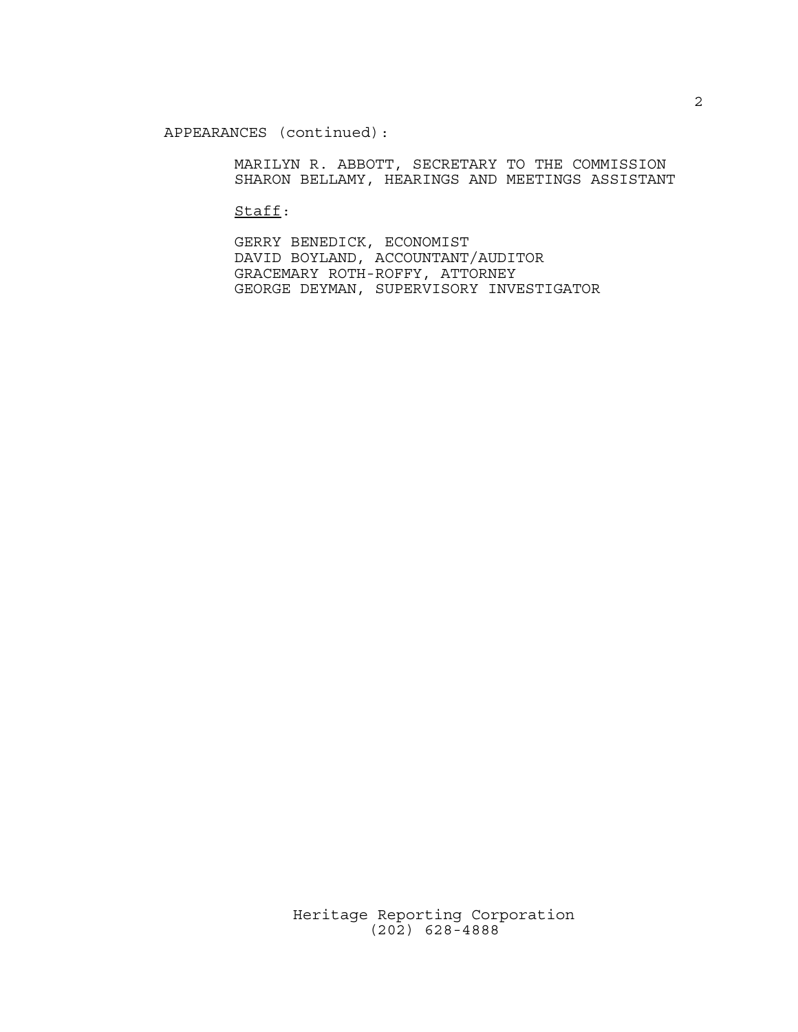APPEARANCES (continued):

MARILYN R. ABBOTT, SECRETARY TO THE COMMISSION
SHARON BELLAMY, HEARINGS AND MEETINGS ASSISTANT

Staff:

GERRY BENEDICK, ECONOMIST
DAVID BOYLAND, ACCOUNTANT/AUDITOR
GRACEMARY ROTH-ROFFY, ATTORNEY
GEORGE DEYMAN, SUPERVISORY INVESTIGATOR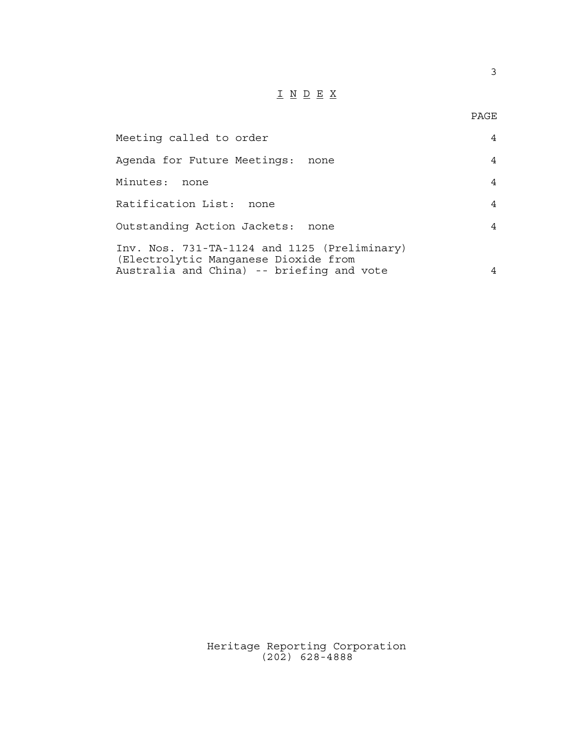# I N D E X

| | PAGE |
|---|---|
| Meeting called to order | 4 |
| Agenda for Future Meetings: none | 4 |
| Minutes: none | 4 |
| Ratification List: none | 4 |
| Outstanding Action Jackets: none | 4 |
| Inv. Nos. 731-TA-1124 and 1125 (Preliminary) (Electrolytic Manganese Dioxide from Australia and China) -- briefing and vote | 4 |

Heritage Reporting Corporation
(202) 628-4888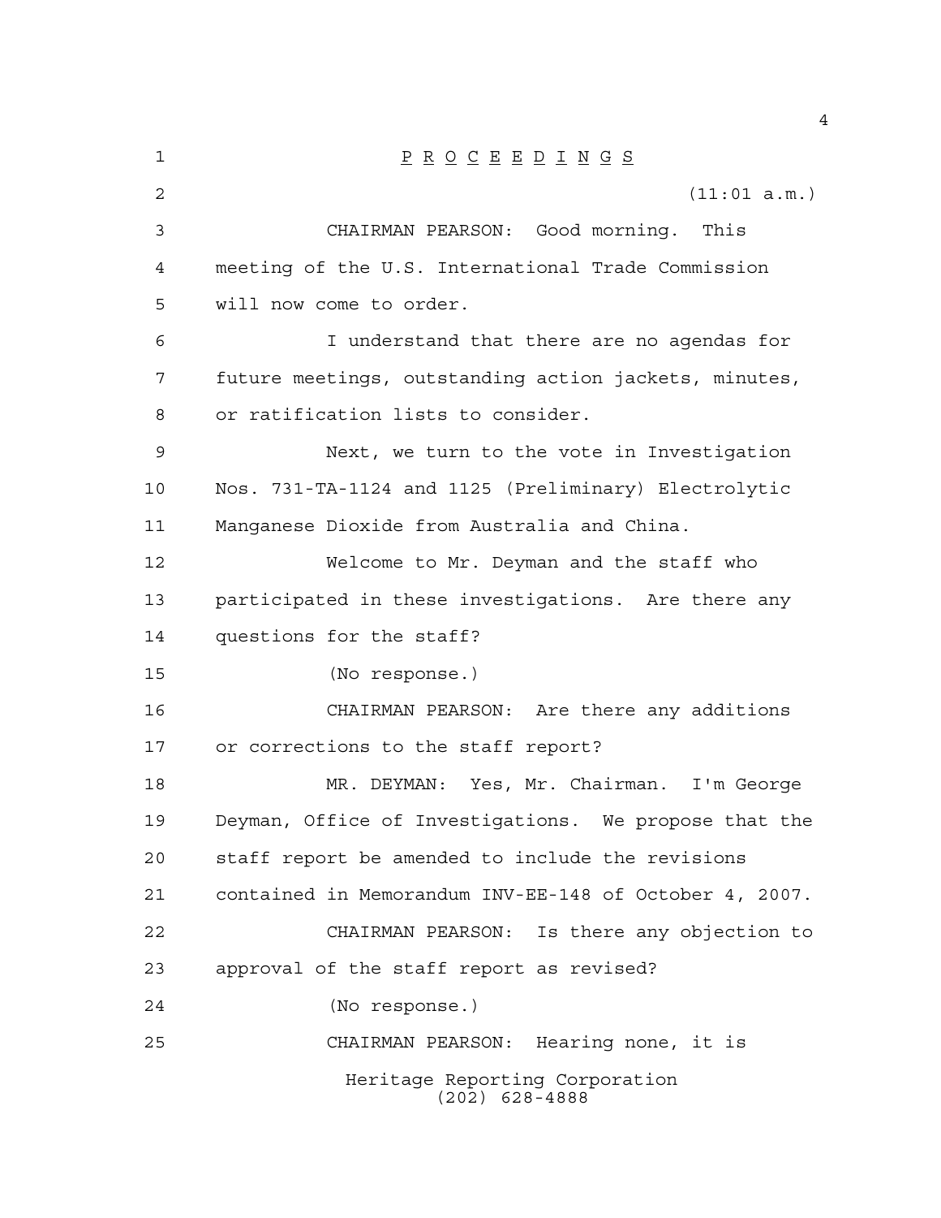P R O C E E D I N G S

(11:01 a.m.)

CHAIRMAN PEARSON: Good morning. This meeting of the U.S. International Trade Commission will now come to order.

I understand that there are no agendas for future meetings, outstanding action jackets, minutes, or ratification lists to consider.

Next, we turn to the vote in Investigation Nos. 731-TA-1124 and 1125 (Preliminary) Electrolytic Manganese Dioxide from Australia and China.

Welcome to Mr. Deyman and the staff who participated in these investigations. Are there any questions for the staff?

(No response.)

CHAIRMAN PEARSON: Are there any additions or corrections to the staff report?

MR. DEYMAN: Yes, Mr. Chairman. I'm George Deyman, Office of Investigations. We propose that the staff report be amended to include the revisions contained in Memorandum INV-EE-148 of October 4, 2007.

CHAIRMAN PEARSON: Is there any objection to approval of the staff report as revised?

(No response.)

CHAIRMAN PEARSON: Hearing none, it is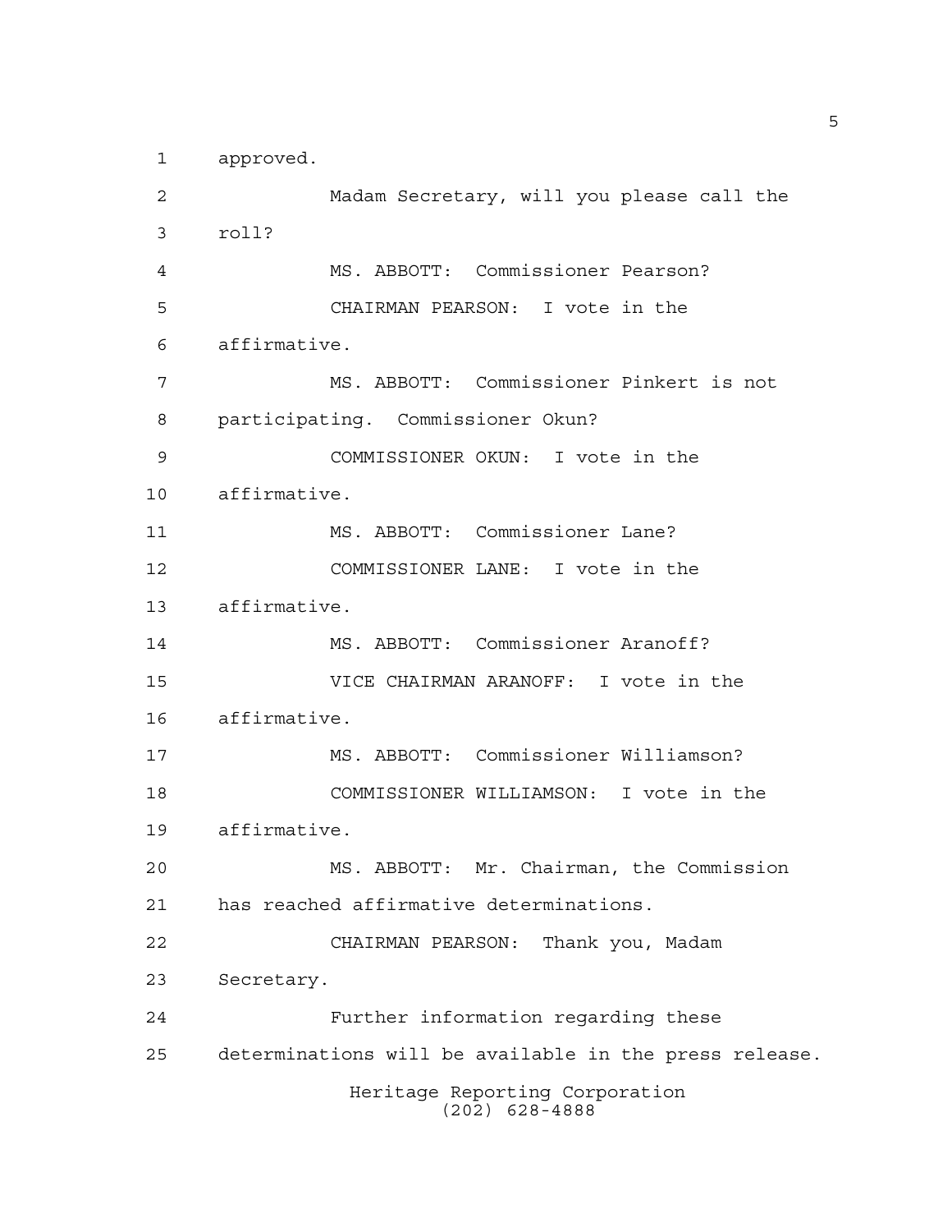approved.

Madam Secretary, will you please call the roll?

MS. ABBOTT: Commissioner Pearson?

CHAIRMAN PEARSON: I vote in the affirmative.

MS. ABBOTT: Commissioner Pinkert is not participating. Commissioner Okun?

COMMISSIONER OKUN: I vote in the affirmative.

MS. ABBOTT: Commissioner Lane?

COMMISSIONER LANE: I vote in the affirmative.

MS. ABBOTT: Commissioner Aranoff?

VICE CHAIRMAN ARANOFF: I vote in the affirmative.

MS. ABBOTT: Commissioner Williamson?

COMMISSIONER WILLIAMSON: I vote in the affirmative.

MS. ABBOTT: Mr. Chairman, the Commission has reached affirmative determinations.

CHAIRMAN PEARSON: Thank you, Madam Secretary.

Further information regarding these determinations will be available in the press release.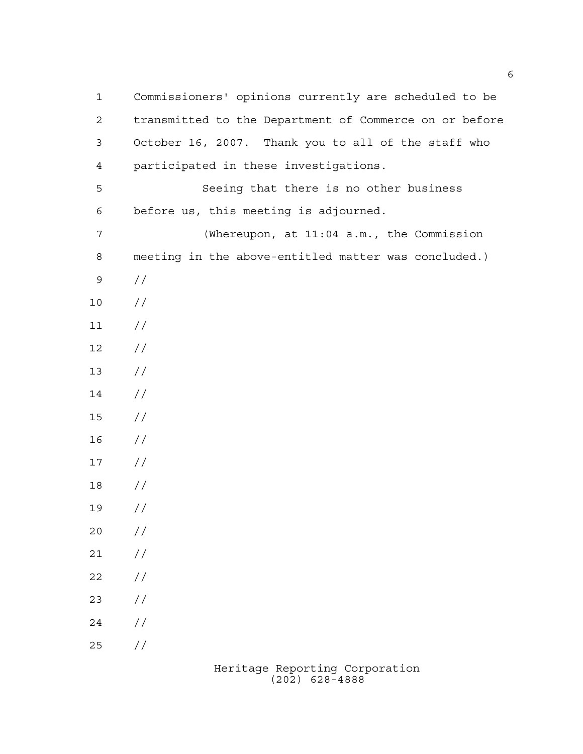Commissioners' opinions currently are scheduled to be transmitted to the Department of Commerce on or before October 16, 2007. Thank you to all of the staff who participated in these investigations.

Seeing that there is no other business before us, this meeting is adjourned.

(Whereupon, at 11:04 a.m., the Commission meeting in the above-entitled matter was concluded.)

//
//
//
//
//
//
//
//
//
//
//
//
//
//
//
//
//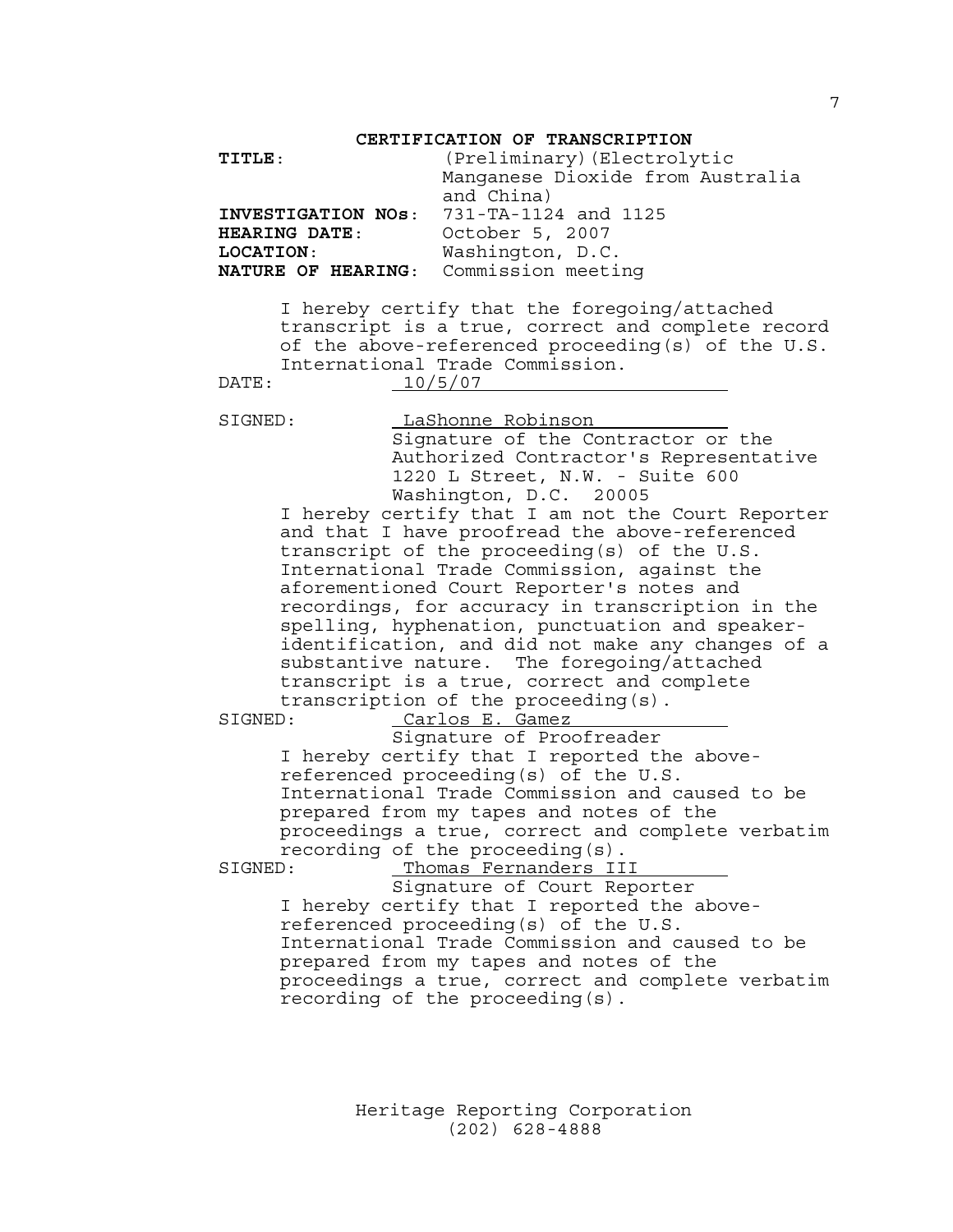## CERTIFICATION OF TRANSCRIPTION

**TITLE**: (Preliminary)(Electrolytic Manganese Dioxide from Australia and China)

**INVESTIGATION NOs**: 731-TA-1124 and 1125

**HEARING DATE**: October 5, 2007

**LOCATION**: Washington, D.C.

**NATURE OF HEARING**: Commission meeting

I hereby certify that the foregoing/attached transcript is a true, correct and complete record of the above-referenced proceeding(s) of the U.S. International Trade Commission.

DATE: 10/5/07

SIGNED: LaShonne Robinson
Signature of the Contractor or the Authorized Contractor's Representative
1220 L Street, N.W. - Suite 600
Washington, D.C. 20005

I hereby certify that I am not the Court Reporter and that I have proofread the above-referenced transcript of the proceeding(s) of the U.S. International Trade Commission, against the aforementioned Court Reporter's notes and recordings, for accuracy in transcription in the spelling, hyphenation, punctuation and speaker-identification, and did not make any changes of a substantive nature. The foregoing/attached transcript is a true, correct and complete transcription of the proceeding(s).

SIGNED: Carlos E. Gamez
Signature of Proofreader

I hereby certify that I reported the above-referenced proceeding(s) of the U.S. International Trade Commission and caused to be prepared from my tapes and notes of the proceedings a true, correct and complete verbatim recording of the proceeding(s).

SIGNED: Thomas Fernanders III
Signature of Court Reporter

I hereby certify that I reported the above-referenced proceeding(s) of the U.S. International Trade Commission and caused to be prepared from my tapes and notes of the proceedings a true, correct and complete verbatim recording of the proceeding(s).